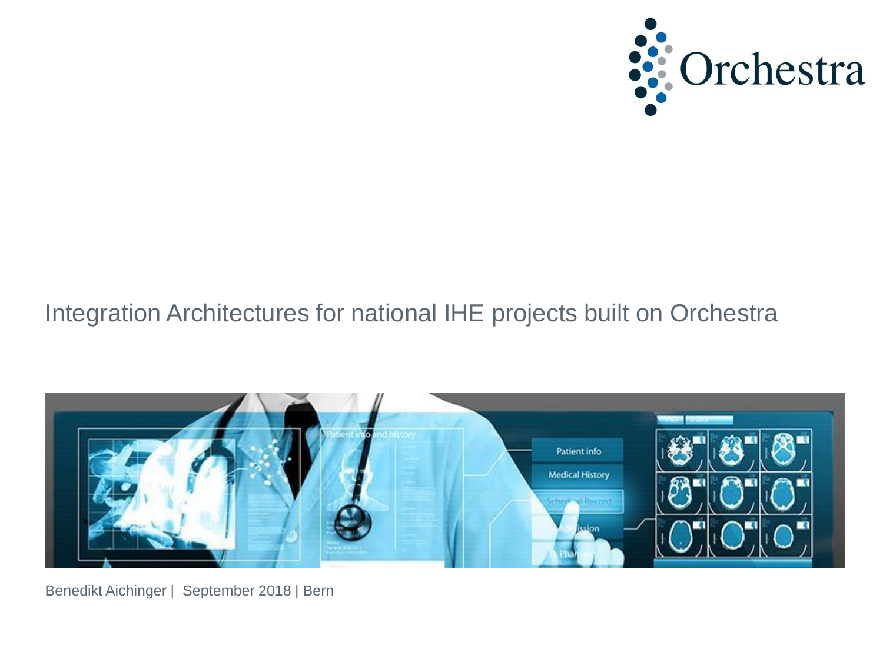# Integration Architectures for national IHE projects built on Orchestra

Benedikt Aichinger | September 2018 | Bern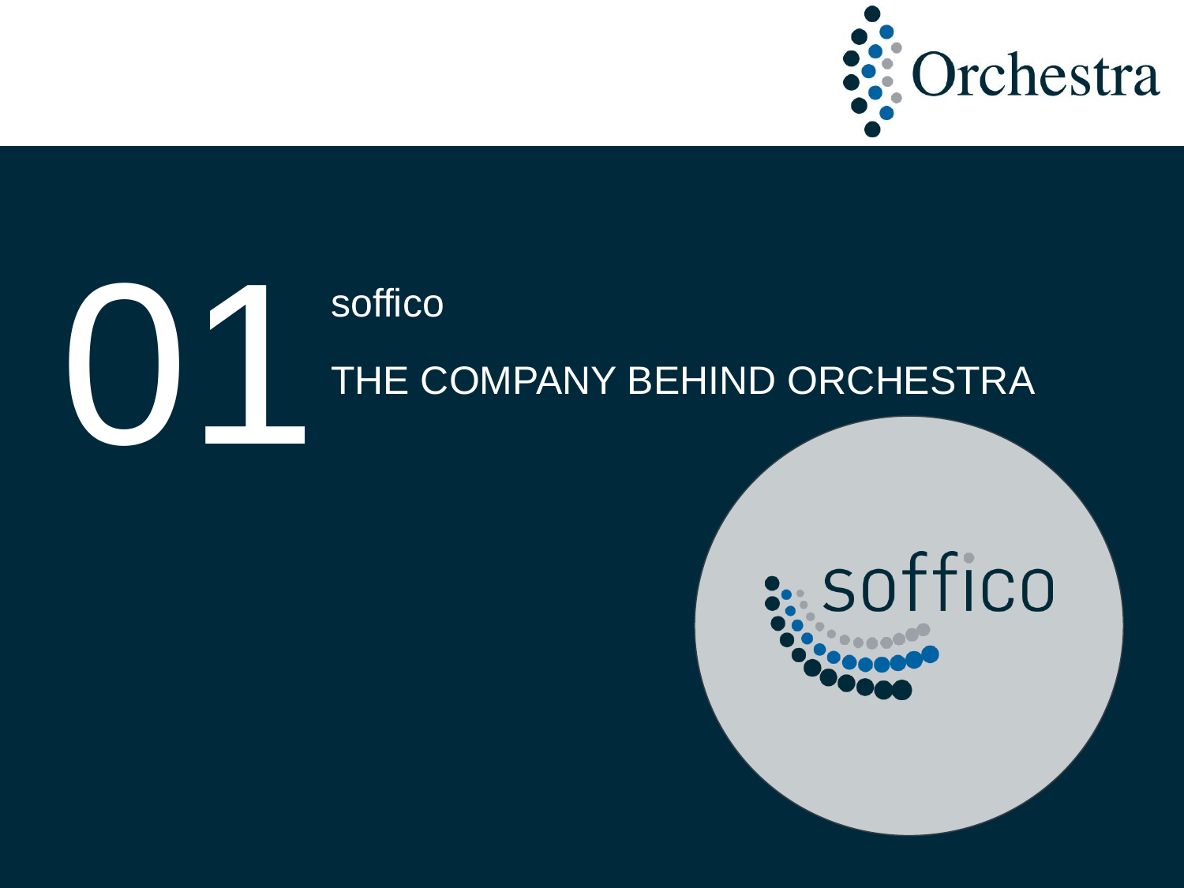# 01

soffico

THE COMPANY BEHIND ORCHESTRA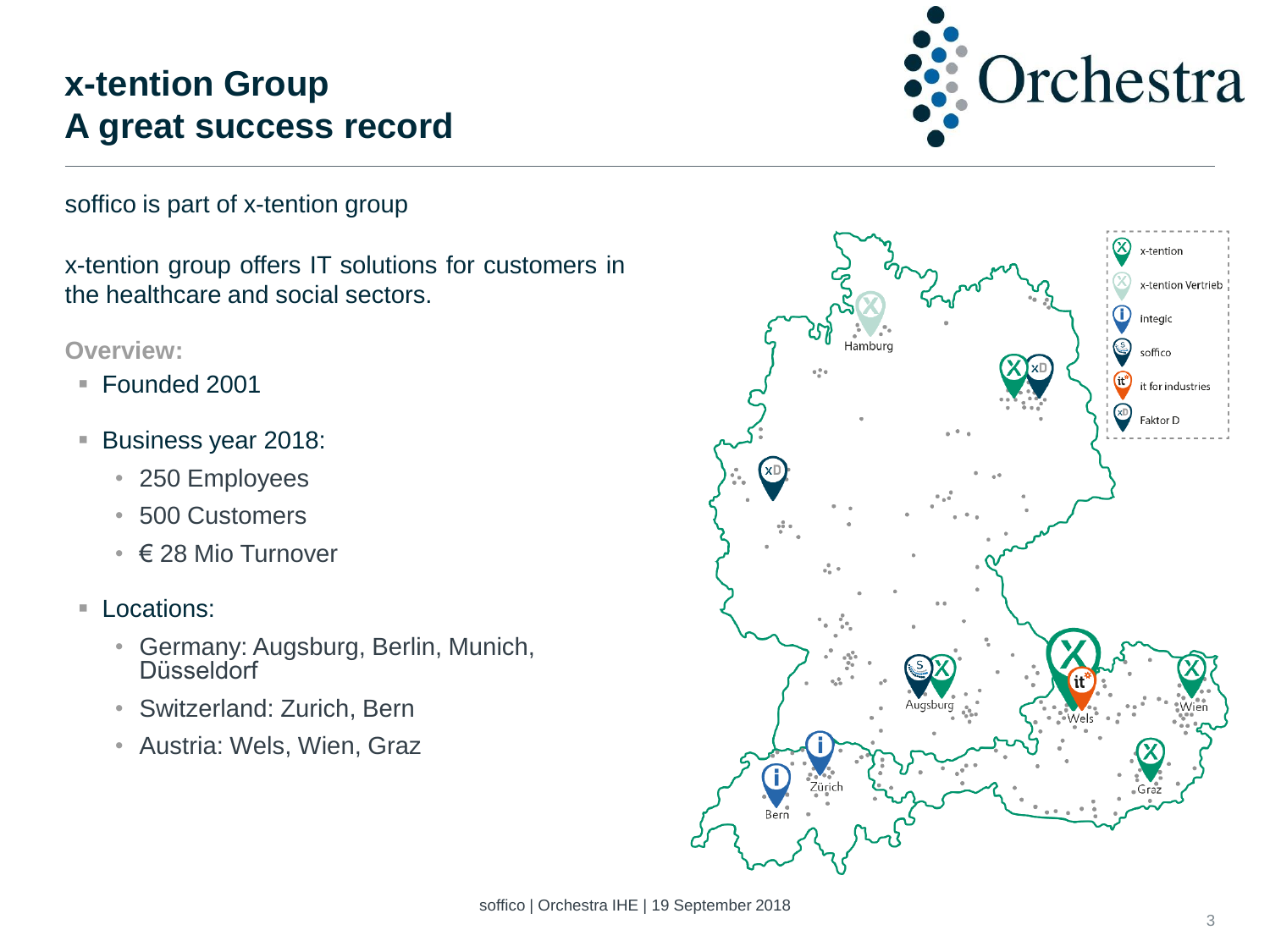# x-tention Group
# A great success record

soffico is part of x-tention group

x-tention group offers IT solutions for customers in the healthcare and social sectors.

**Overview:**

- Founded 2001
- Business year 2018:
  - 250 Employees
  - 500 Customers
  - € 28 Mio Turnover
- Locations:
  - Germany: Augsburg, Berlin, Munich, Düsseldorf
  - Switzerland: Zurich, Bern
  - Austria: Wels, Wien, Graz

x-tention
x-tention Vertrieb
integic
soffico
it for industries
Faktor D

Hamburg
Augsburg
Wels
Wien
Graz
Zürich
Bern

soffico | Orchestra IHE | 19 September 2018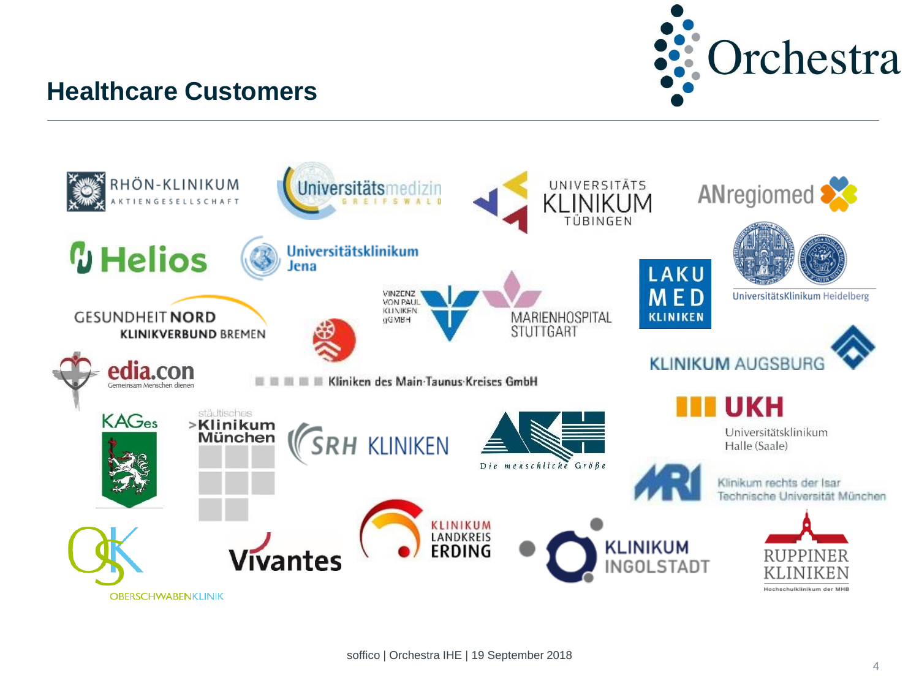## Healthcare Customers

RHÖN-KLINIKUM AKTIENGESELLSCHAFT

Universitätsmedizin GREIFSWALD

UNIVERSITÄTS KLINIKUM TÜBINGEN

ANregiomed

Helios

Universitätsklinikum Jena

LAKU MED KLINIKEN

UniversitätsKlinikum Heidelberg

GESUNDHEIT NORD KLINIKVERBUND BREMEN

VINZENZ VON PAUL KLINIKEN gGMBH

MARIENHOSPITAL STUTTGART

KLINIKUM AUGSBURG

edia.con Gemeinsam Menschen dienen

Kliniken des Main-Taunus-Kreises GmbH

KAGes

städtisches Klinikum München

SRH KLINIKEN

Die menschliche Größe

UKH Universitätsklinikum Halle (Saale)

MRI Klinikum rechts der Isar Technische Universität München

OBERSCHWABENKLINIK

Vivantes

KLINIKUM LANDKREIS ERDING

KLINIKUM INGOLSTADT

RUPPINER KLINIKEN Hochschulklinikum der MHB

soffico | Orchestra IHE | 19 September 2018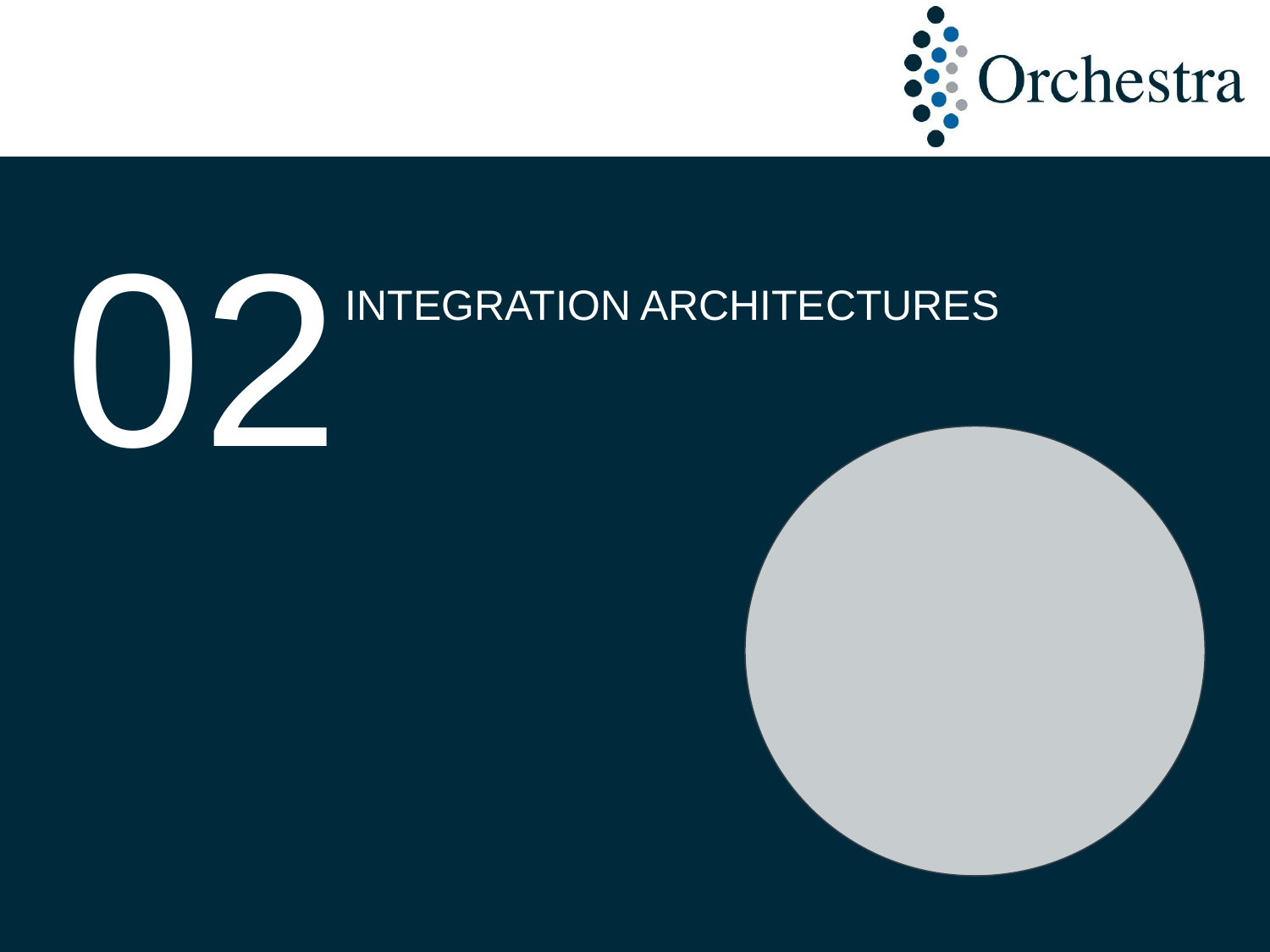# 02 INTEGRATION ARCHITECTURES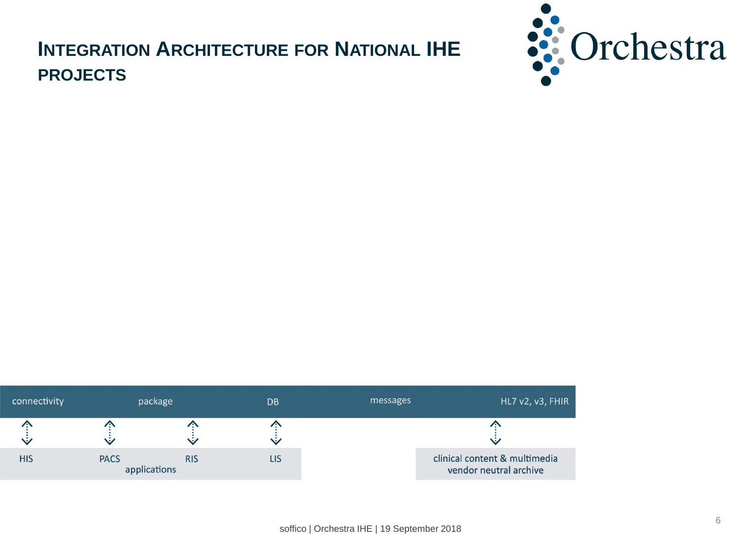# Integration Architecture for National IHE Projects

| connectivity | package | | DB | messages | HL7 v2, v3, FHIR |
|---|---|---|---|---|---|
| HIS | PACS | RIS | LIS | | clinical content & multimedia vendor neutral archive |
| | applications | | | | |

soffico | Orchestra IHE | 19 September 2018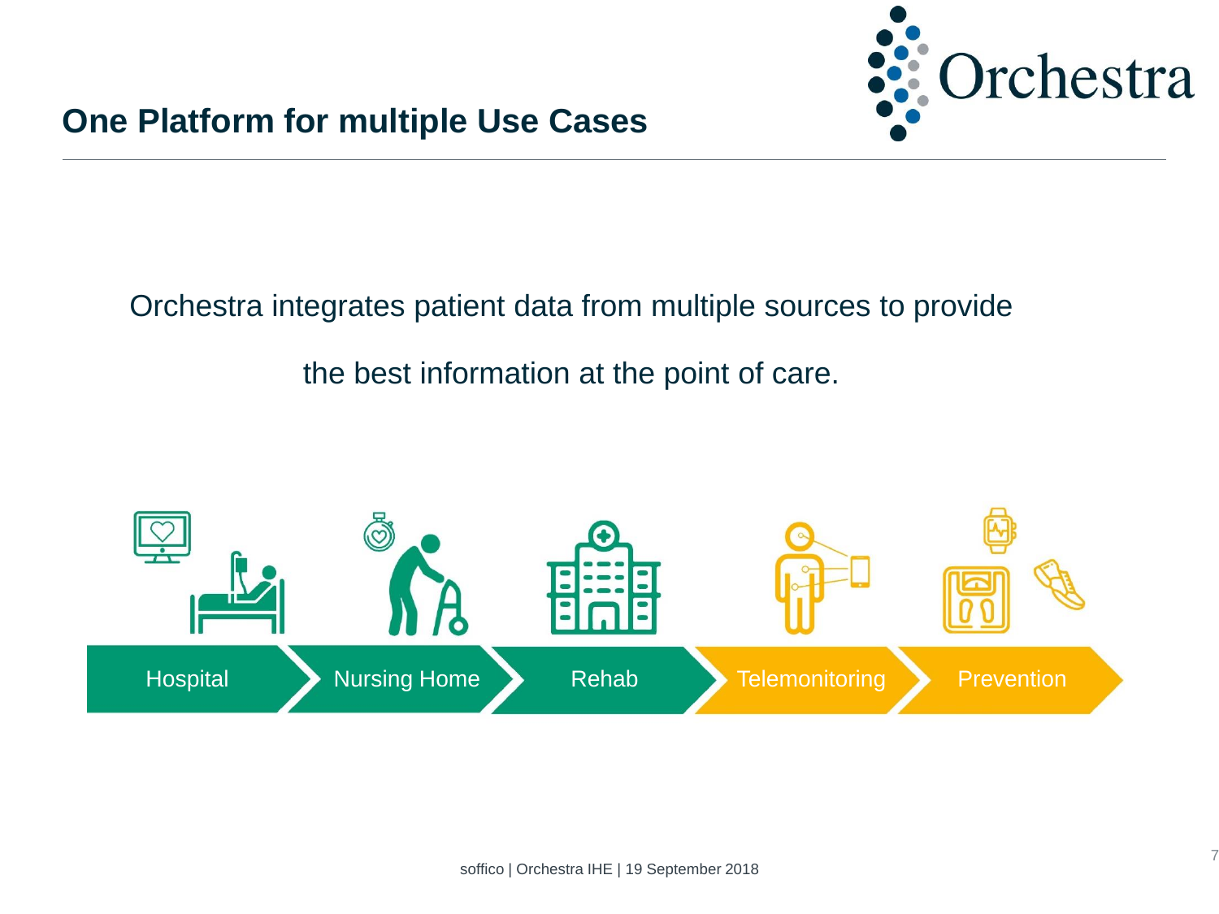## One Platform for multiple Use Cases

Orchestra integrates patient data from multiple sources to provide the best information at the point of care.

Hospital → Nursing Home → Rehab → Telemonitoring → Prevention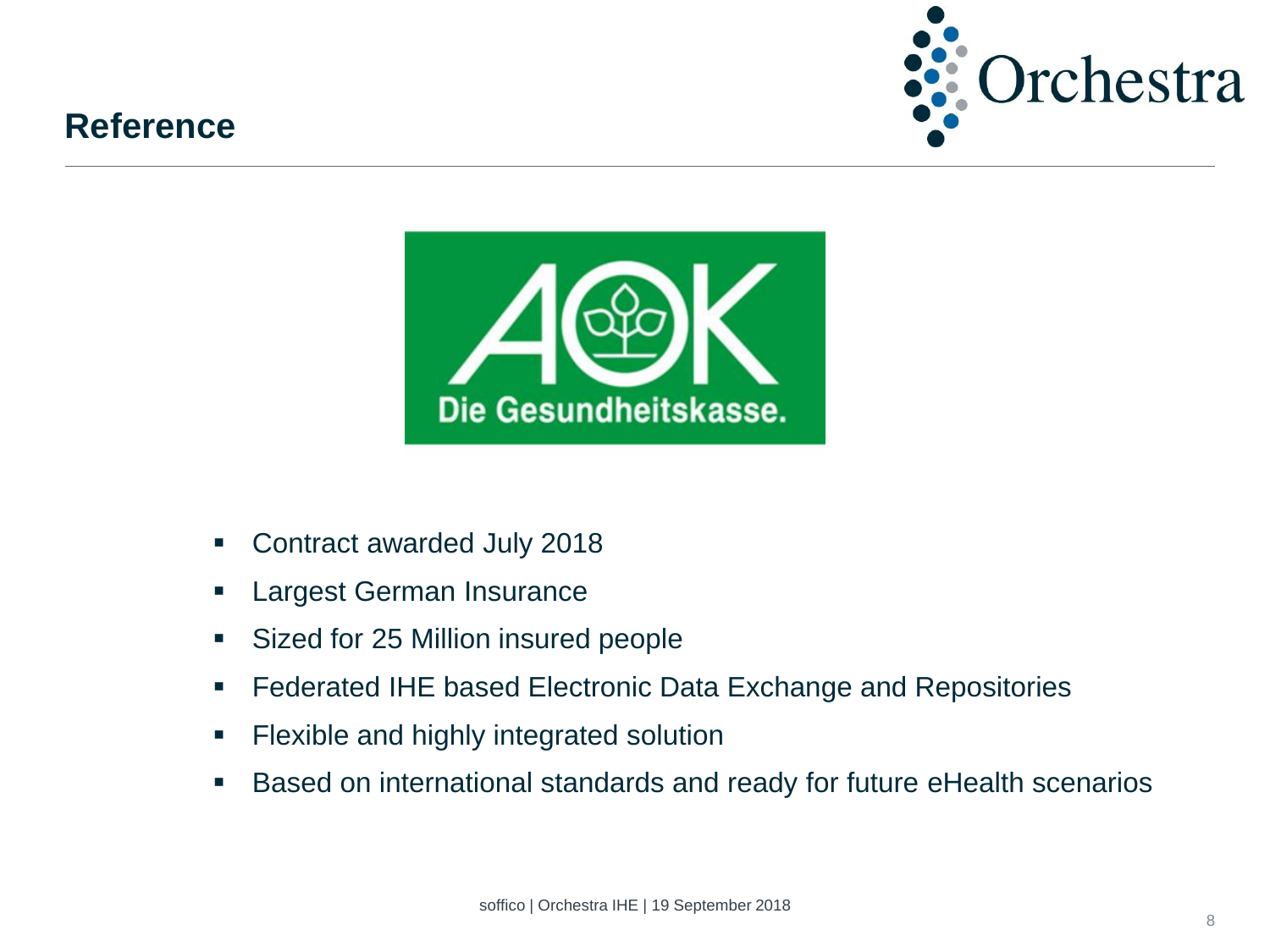## Reference

- Contract awarded July 2018
- Largest German Insurance
- Sized for 25 Million insured people
- Federated IHE based Electronic Data Exchange and Repositories
- Flexible and highly integrated solution
- Based on international standards and ready for future eHealth scenarios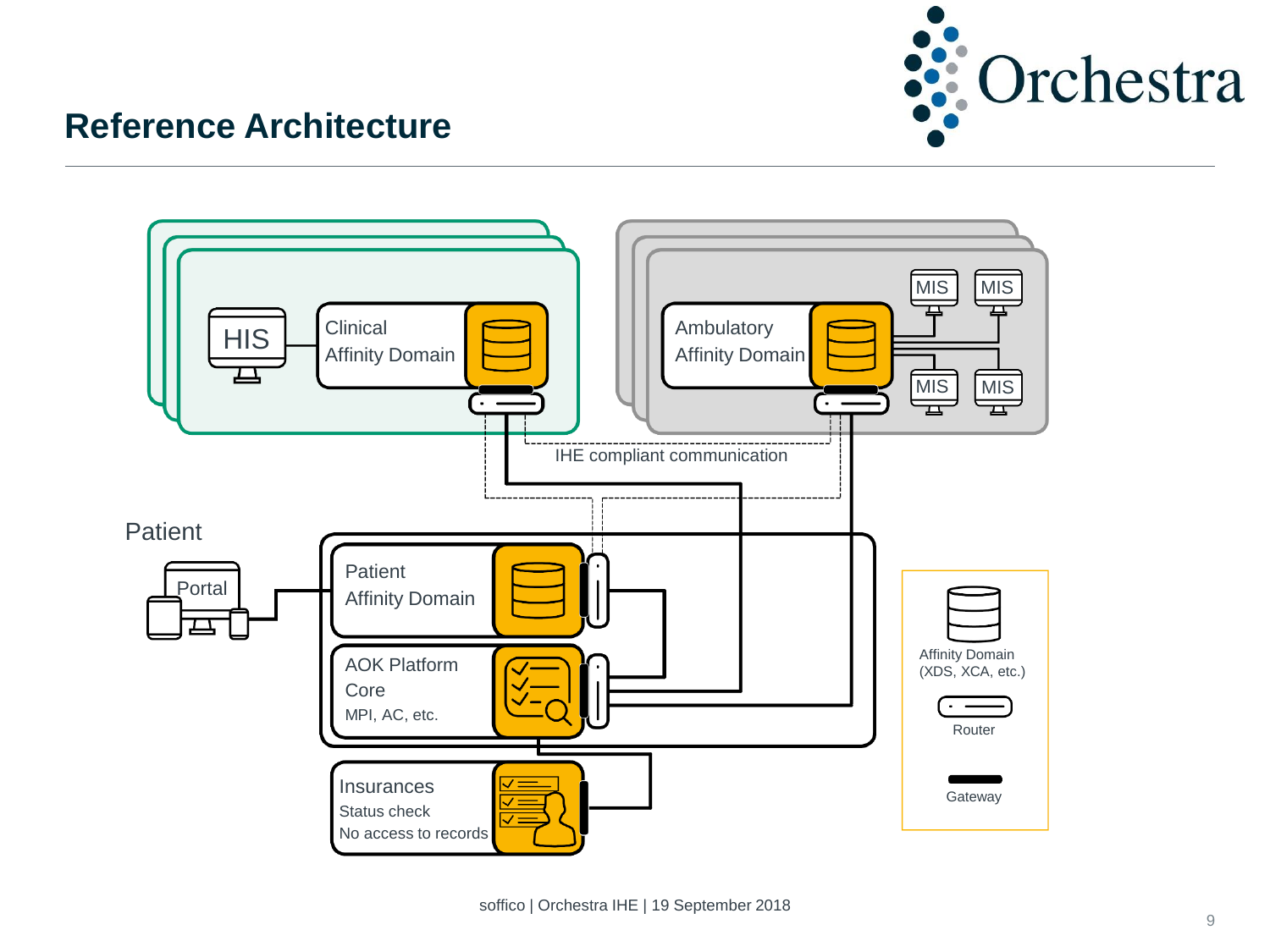# Reference Architecture

HIS

Clinical Affinity Domain

Ambulatory Affinity Domain

MIS

MIS

MIS

MIS

IHE compliant communication

Patient

Portal

Patient Affinity Domain

AOK Platform Core

MPI, AC, etc.

Insurances

Status check

No access to records

Affinity Domain (XDS, XCA, etc.)

Router

Gateway

soffico | Orchestra IHE | 19 September 2018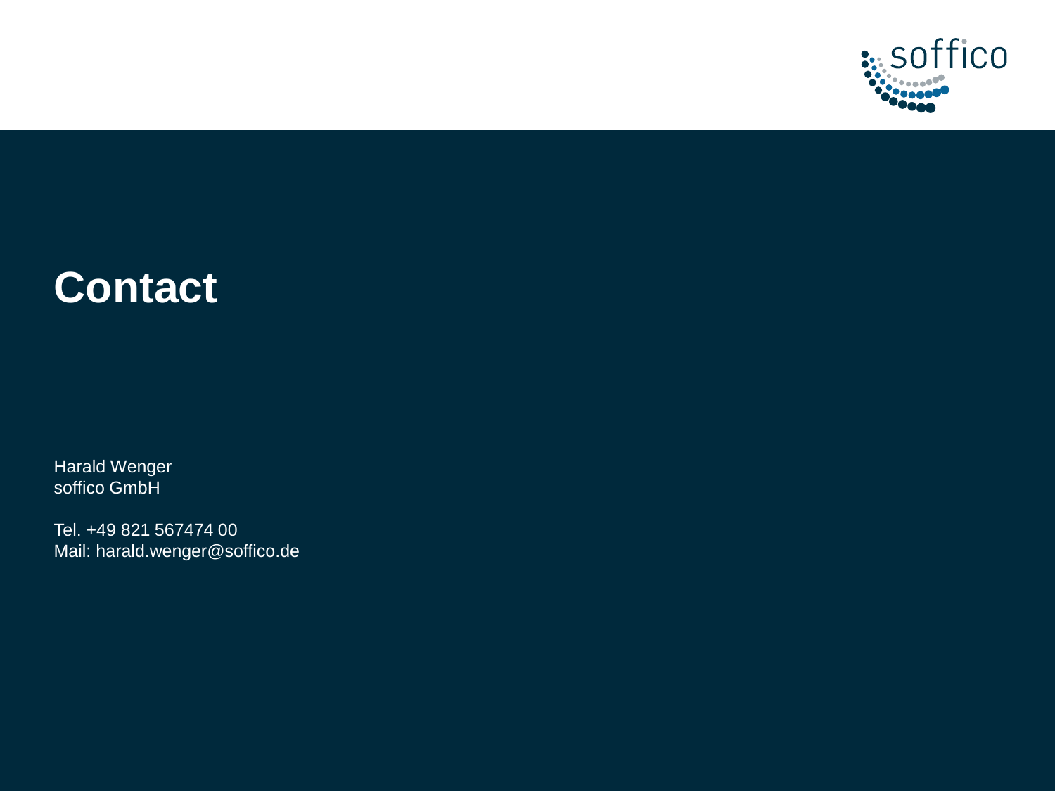# Contact

Harald Wenger
soffico GmbH

Tel. +49 821 567474 00
Mail: harald.wenger@soffico.de